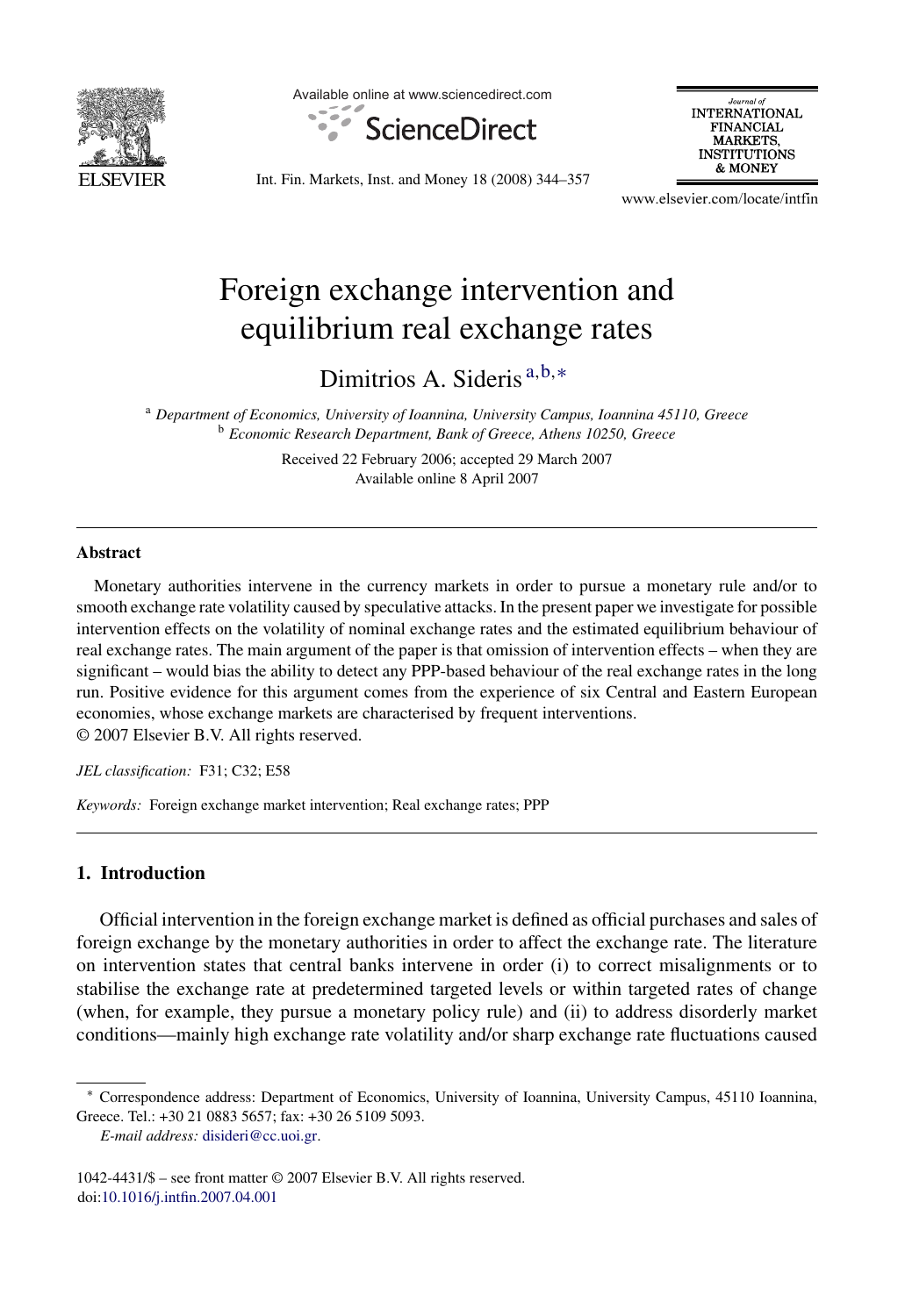# Foreign exchange intervention and equilibrium real exchange rates

Dimitrios A. Sideris [a,b,*]

[a] *Department of Economics, University of Ioannina, University Campus, Ioannina 45110, Greece*
[b] *Economic Research Department, Bank of Greece, Athens 10250, Greece*

Received 22 February 2006; accepted 29 March 2007
Available online 8 April 2007

## Abstract

Monetary authorities intervene in the currency markets in order to pursue a monetary rule and/or to smooth exchange rate volatility caused by speculative attacks. In the present paper we investigate for possible intervention effects on the volatility of nominal exchange rates and the estimated equilibrium behaviour of real exchange rates. The main argument of the paper is that omission of intervention effects – when they are significant – would bias the ability to detect any PPP-based behaviour of the real exchange rates in the long run. Positive evidence for this argument comes from the experience of six Central and Eastern European economies, whose exchange markets are characterised by frequent interventions.
© 2007 Elsevier B.V. All rights reserved.

*JEL classification:* F31; C32; E58

*Keywords:* Foreign exchange market intervention; Real exchange rates; PPP

## 1. Introduction

Official intervention in the foreign exchange market is defined as official purchases and sales of foreign exchange by the monetary authorities in order to affect the exchange rate. The literature on intervention states that central banks intervene in order (i) to correct misalignments or to stabilise the exchange rate at predetermined targeted levels or within targeted rates of change (when, for example, they pursue a monetary policy rule) and (ii) to address disorderly market conditions—mainly high exchange rate volatility and/or sharp exchange rate fluctuations caused

---

* Correspondence address: Department of Economics, University of Ioannina, University Campus, 45110 Ioannina, Greece. Tel.: +30 21 0883 5657; fax: +30 26 5109 5093.
*E-mail address:* disideri@cc.uoi.gr.

1042-4431/$ – see front matter © 2007 Elsevier B.V. All rights reserved.
doi:10.1016/j.intfin.2007.04.001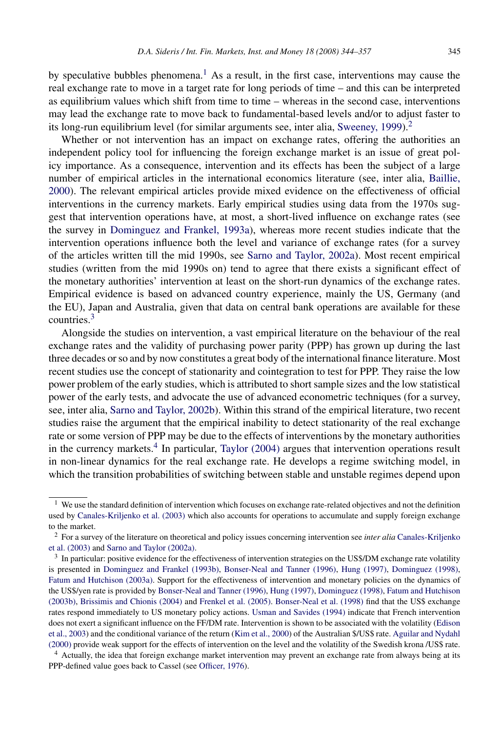by speculative bubbles phenomena.[1] As a result, in the first case, interventions may cause the real exchange rate to move in a target rate for long periods of time – and this can be interpreted as equilibrium values which shift from time to time – whereas in the second case, interventions may lead the exchange rate to move back to fundamental-based levels and/or to adjust faster to its long-run equilibrium level (for similar arguments see, inter alia, Sweeney, 1999).[2]

Whether or not intervention has an impact on exchange rates, offering the authorities an independent policy tool for influencing the foreign exchange market is an issue of great policy importance. As a consequence, intervention and its effects has been the subject of a large number of empirical articles in the international economics literature (see, inter alia, Baillie, 2000). The relevant empirical articles provide mixed evidence on the effectiveness of official interventions in the currency markets. Early empirical studies using data from the 1970s suggest that intervention operations have, at most, a short-lived influence on exchange rates (see the survey in Dominguez and Frankel, 1993a), whereas more recent studies indicate that the intervention operations influence both the level and variance of exchange rates (for a survey of the articles written till the mid 1990s, see Sarno and Taylor, 2002a). Most recent empirical studies (written from the mid 1990s on) tend to agree that there exists a significant effect of the monetary authorities' intervention at least on the short-run dynamics of the exchange rates. Empirical evidence is based on advanced country experience, mainly the US, Germany (and the EU), Japan and Australia, given that data on central bank operations are available for these countries.[3]

Alongside the studies on intervention, a vast empirical literature on the behaviour of the real exchange rates and the validity of purchasing power parity (PPP) has grown up during the last three decades or so and by now constitutes a great body of the international finance literature. Most recent studies use the concept of stationarity and cointegration to test for PPP. They raise the low power problem of the early studies, which is attributed to short sample sizes and the low statistical power of the early tests, and advocate the use of advanced econometric techniques (for a survey, see, inter alia, Sarno and Taylor, 2002b). Within this strand of the empirical literature, two recent studies raise the argument that the empirical inability to detect stationarity of the real exchange rate or some version of PPP may be due to the effects of interventions by the monetary authorities in the currency markets.[4] In particular, Taylor (2004) argues that intervention operations result in non-linear dynamics for the real exchange rate. He develops a regime switching model, in which the transition probabilities of switching between stable and unstable regimes depend upon

---

[1] We use the standard definition of intervention which focuses on exchange rate-related objectives and not the definition used by Canales-Kriljenko et al. (2003) which also accounts for operations to accumulate and supply foreign exchange to the market.

[2] For a survey of the literature on theoretical and policy issues concerning intervention see *inter alia* Canales-Kriljenko et al. (2003) and Sarno and Taylor (2002a).

[3] In particular: positive evidence for the effectiveness of intervention strategies on the US$/DM exchange rate volatility is presented in Dominguez and Frankel (1993b), Bonser-Neal and Tanner (1996), Hung (1997), Dominguez (1998), Fatum and Hutchison (2003a). Support for the effectiveness of intervention and monetary policies on the dynamics of the US$/yen rate is provided by Bonser-Neal and Tanner (1996), Hung (1997), Dominguez (1998), Fatum and Hutchison (2003b), Brissimis and Chionis (2004) and Frenkel et al. (2005). Bonser-Neal et al. (1998) find that the US$ exchange rates respond immediately to US monetary policy actions. Usman and Savides (1994) indicate that French intervention does not exert a significant influence on the FF/DM rate. Intervention is shown to be associated with the volatility (Edison et al., 2003) and the conditional variance of the return (Kim et al., 2000) of the Australian $/US$ rate. Aguilar and Nydahl (2000) provide weak support for the effects of intervention on the level and the volatility of the Swedish krona /US$ rate.

[4] Actually, the idea that foreign exchange market intervention may prevent an exchange rate from always being at its PPP-defined value goes back to Cassel (see Officer, 1976).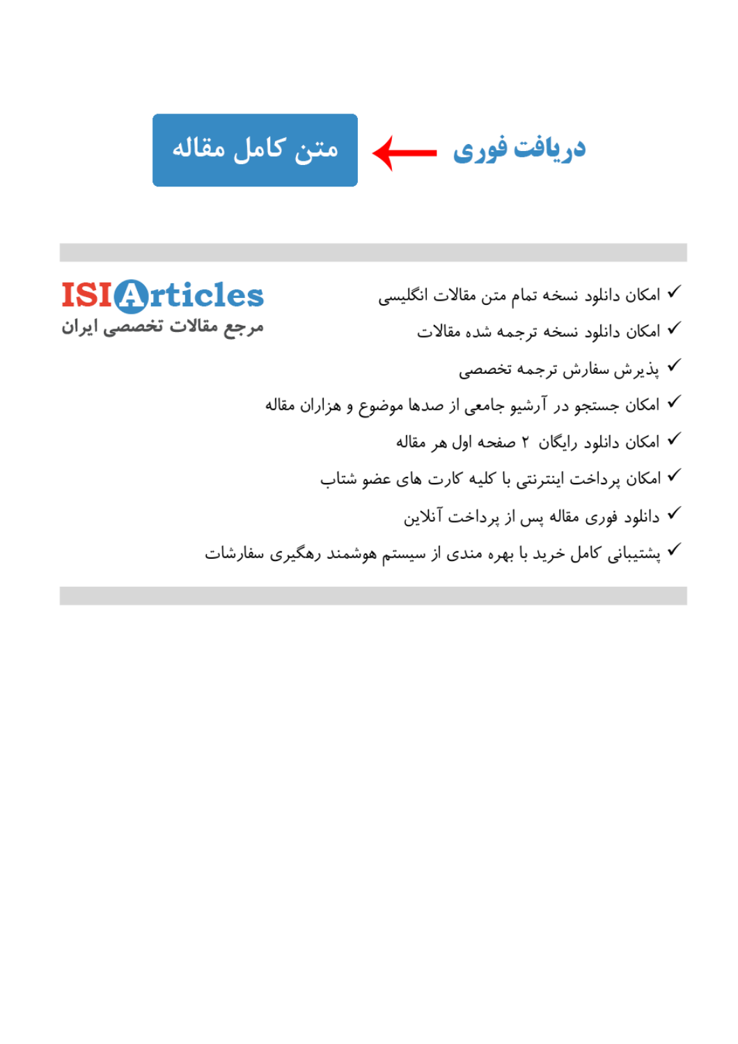دریافت فوری ← **متن کامل مقاله**

**ISIArticles**
مرجع مقالات تخصصی ایران

- ✓ امکان دانلود نسخه تمام متن مقالات انگلیسی
- ✓ امکان دانلود نسخه ترجمه شده مقالات
- ✓ پذیرش سفارش ترجمه تخصصی
- ✓ امکان جستجو در آرشیو جامعی از صدها موضوع و هزاران مقاله
- ✓ امکان دانلود رایگان ۲ صفحه اول هر مقاله
- ✓ امکان پرداخت اینترنتی با کلیه کارت های عضو شتاب
- ✓ دانلود فوری مقاله پس از پرداخت آنلاین
- ✓ پشتیبانی کامل خرید با بهره مندی از سیستم هوشمند رهگیری سفارشات